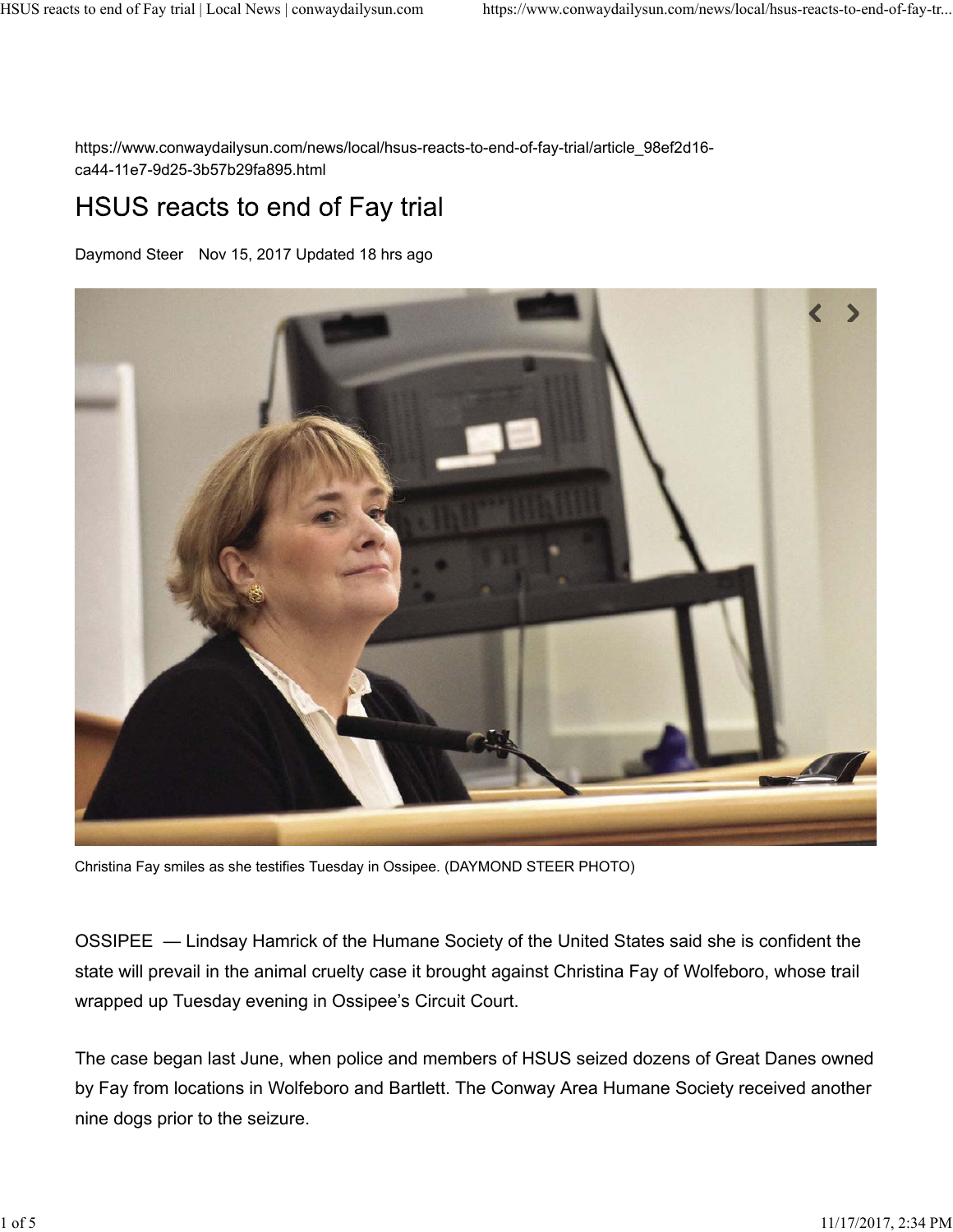https://www.conwaydailysun.com/news/local/hsus-reacts-to-end-of-fay-trial/article_98ef2d16-ca44-11e7-9d25-3b57b29fa895.html

# HSUS reacts to end of Fay trial

Daymond Steer Nov 15, 2017 Updated 18 hrs ago

Christina Fay smiles as she testifies Tuesday in Ossipee. (DAYMOND STEER PHOTO)

OSSIPEE — Lindsay Hamrick of the Humane Society of the United States said she is confident the state will prevail in the animal cruelty case it brought against Christina Fay of Wolfeboro, whose trail wrapped up Tuesday evening in Ossipee's Circuit Court.

The case began last June, when police and members of HSUS seized dozens of Great Danes owned by Fay from locations in Wolfeboro and Bartlett. The Conway Area Humane Society received another nine dogs prior to the seizure.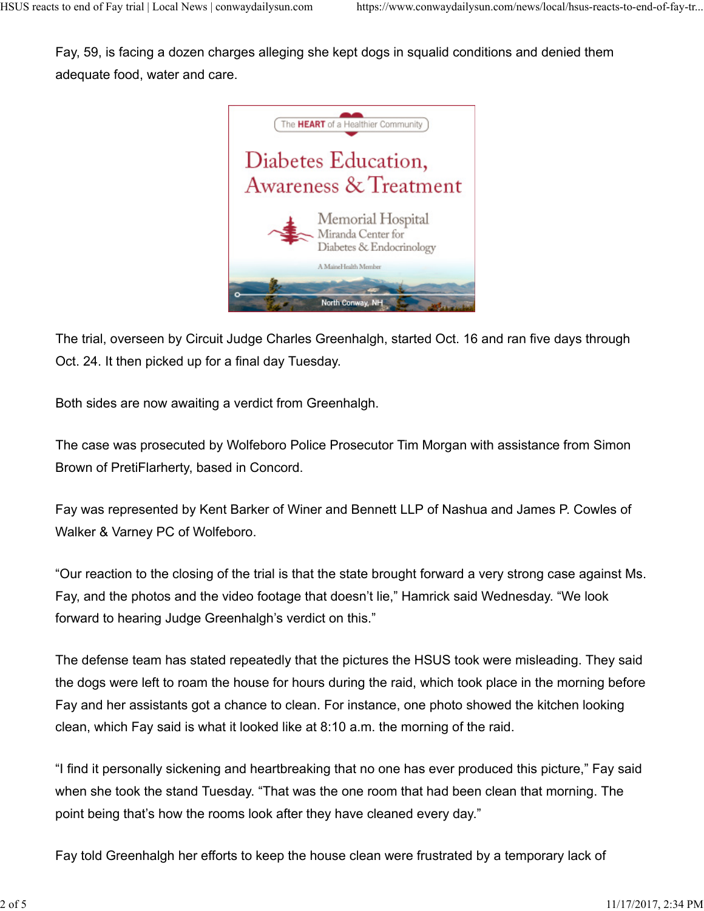Fay, 59, is facing a dozen charges alleging she kept dogs in squalid conditions and denied them adequate food, water and care.

The trial, overseen by Circuit Judge Charles Greenhalgh, started Oct. 16 and ran five days through Oct. 24. It then picked up for a final day Tuesday.

Both sides are now awaiting a verdict from Greenhalgh.

The case was prosecuted by Wolfeboro Police Prosecutor Tim Morgan with assistance from Simon Brown of PretiFlarherty, based in Concord.

Fay was represented by Kent Barker of Winer and Bennett LLP of Nashua and James P. Cowles of Walker & Varney PC of Wolfeboro.

"Our reaction to the closing of the trial is that the state brought forward a very strong case against Ms. Fay, and the photos and the video footage that doesn't lie," Hamrick said Wednesday. "We look forward to hearing Judge Greenhalgh's verdict on this."

The defense team has stated repeatedly that the pictures the HSUS took were misleading. They said the dogs were left to roam the house for hours during the raid, which took place in the morning before Fay and her assistants got a chance to clean. For instance, one photo showed the kitchen looking clean, which Fay said is what it looked like at 8:10 a.m. the morning of the raid.

"I find it personally sickening and heartbreaking that no one has ever produced this picture," Fay said when she took the stand Tuesday. "That was the one room that had been clean that morning. The point being that's how the rooms look after they have cleaned every day."

Fay told Greenhalgh her efforts to keep the house clean were frustrated by a temporary lack of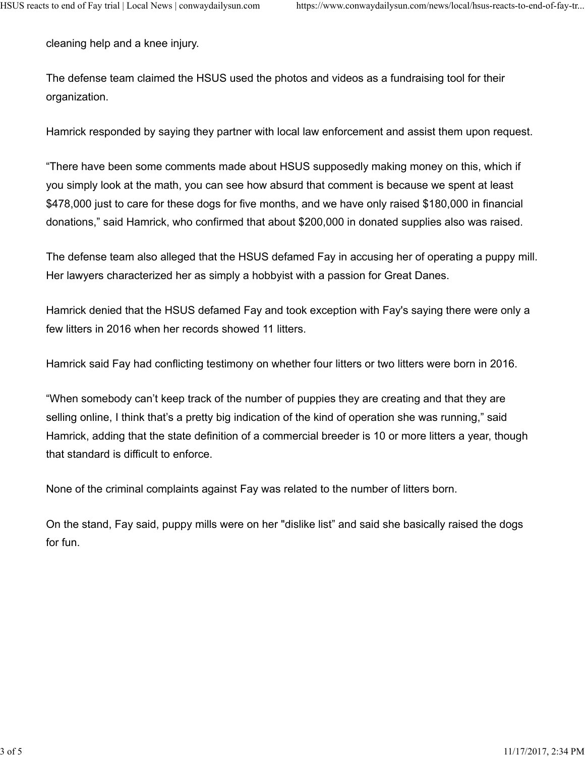cleaning help and a knee injury.

The defense team claimed the HSUS used the photos and videos as a fundraising tool for their organization.

Hamrick responded by saying they partner with local law enforcement and assist them upon request.

“There have been some comments made about HSUS supposedly making money on this, which if you simply look at the math, you can see how absurd that comment is because we spent at least $478,000 just to care for these dogs for five months, and we have only raised $180,000 in financial donations,” said Hamrick, who confirmed that about $200,000 in donated supplies also was raised.

The defense team also alleged that the HSUS defamed Fay in accusing her of operating a puppy mill. Her lawyers characterized her as simply a hobbyist with a passion for Great Danes.

Hamrick denied that the HSUS defamed Fay and took exception with Fay's saying there were only a few litters in 2016 when her records showed 11 litters.

Hamrick said Fay had conflicting testimony on whether four litters or two litters were born in 2016.

“When somebody can’t keep track of the number of puppies they are creating and that they are selling online, I think that’s a pretty big indication of the kind of operation she was running,” said Hamrick, adding that the state definition of a commercial breeder is 10 or more litters a year, though that standard is difficult to enforce.

None of the criminal complaints against Fay was related to the number of litters born.

On the stand, Fay said, puppy mills were on her "dislike list” and said she basically raised the dogs for fun.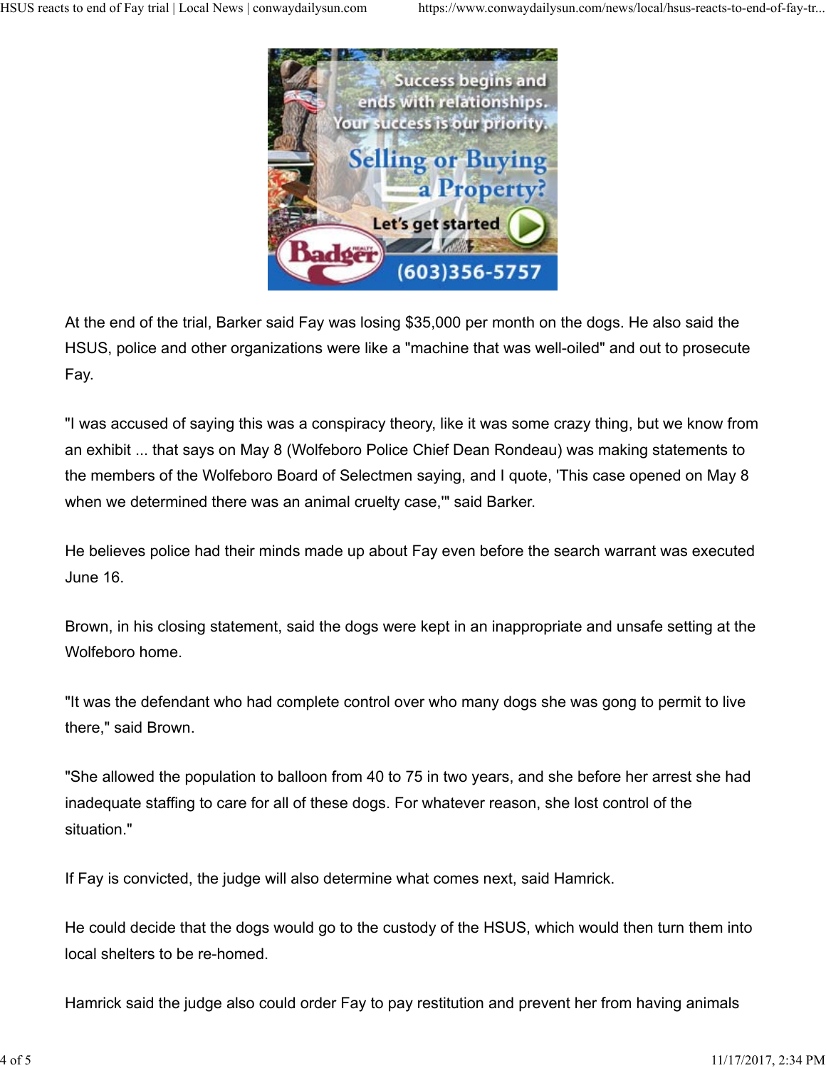At the end of the trial, Barker said Fay was losing $35,000 per month on the dogs. He also said the HSUS, police and other organizations were like a "machine that was well-oiled" and out to prosecute Fay.

"I was accused of saying this was a conspiracy theory, like it was some crazy thing, but we know from an exhibit ... that says on May 8 (Wolfeboro Police Chief Dean Rondeau) was making statements to the members of the Wolfeboro Board of Selectmen saying, and I quote, 'This case opened on May 8 when we determined there was an animal cruelty case,'" said Barker.

He believes police had their minds made up about Fay even before the search warrant was executed June 16.

Brown, in his closing statement, said the dogs were kept in an inappropriate and unsafe setting at the Wolfeboro home.

"It was the defendant who had complete control over who many dogs she was gong to permit to live there," said Brown.

"She allowed the population to balloon from 40 to 75 in two years, and she before her arrest she had inadequate staffing to care for all of these dogs. For whatever reason, she lost control of the situation."

If Fay is convicted, the judge will also determine what comes next, said Hamrick.

He could decide that the dogs would go to the custody of the HSUS, which would then turn them into local shelters to be re-homed.

Hamrick said the judge also could order Fay to pay restitution and prevent her from having animals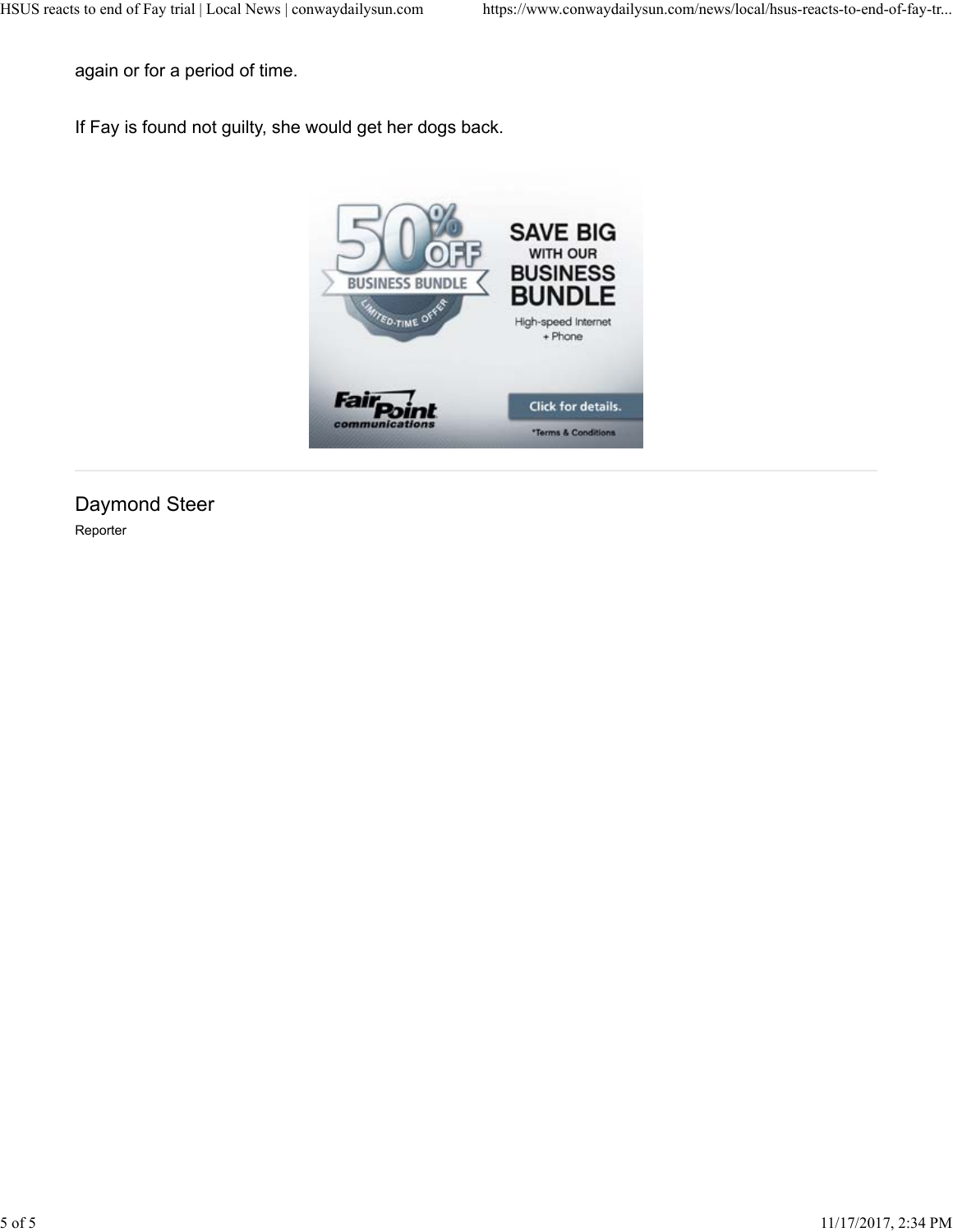again or for a period of time.

If Fay is found not guilty, she would get her dogs back.

---

Daymond Steer

Reporter